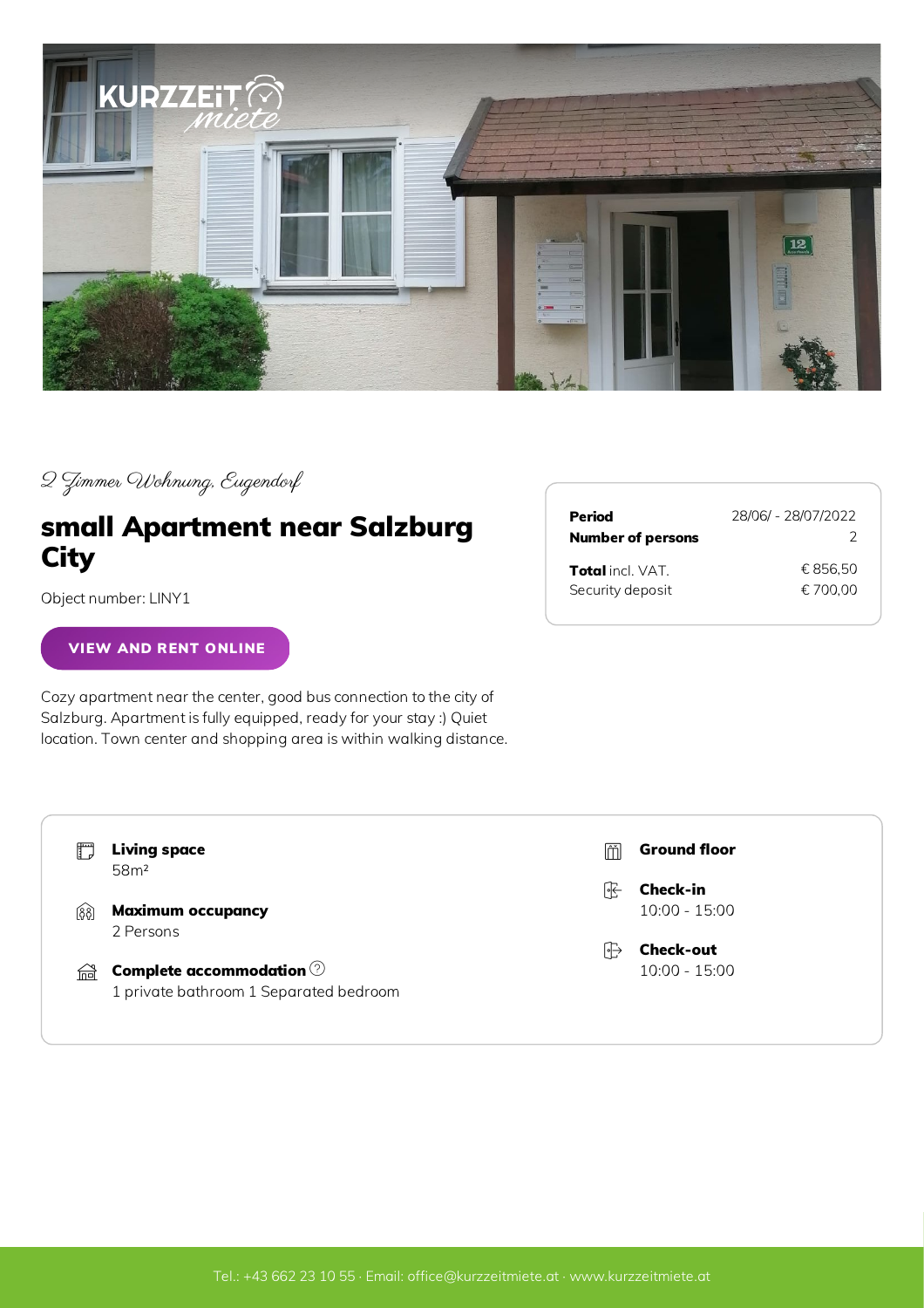*2 Zimmer Wohnung, Eugendorf*

# small Apartment near Salzburg City

Object number: LINY1

**VIEW AND RENT ONLINE**

| | |
|---|---|
| **Period** | 28/06/ - 28/07/2022 |
| **Number of persons** | 2 |
| **Total** incl. VAT. | € 856,50 |
| Security deposit | € 700,00 |

Cozy apartment near the center, good bus connection to the city of Salzburg. Apartment is fully equipped, ready for your stay :) Quiet location. Town center and shopping area is within walking distance.

**Living space**
58m²

**Maximum occupancy**
2 Persons

**Complete accommodation**
1 private bathroom 1 Separated bedroom

**Ground floor**

**Check-in**
10:00 - 15:00

**Check-out**
10:00 - 15:00

Tel.: +43 662 23 10 55 · Email: office@kurzzeitmiete.at · www.kurzzeitmiete.at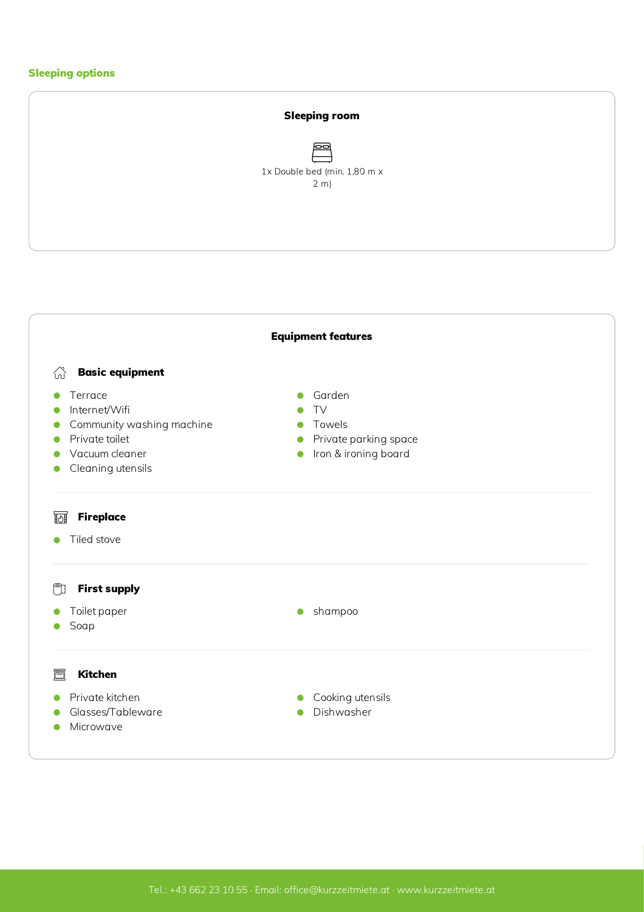## Sleeping options

### Sleeping room

1x Double bed (min. 1,80 m x 2 m)

### Equipment features

#### Basic equipment

- Terrace
- Internet/Wifi
- Community washing machine
- Private toilet
- Vacuum cleaner
- Cleaning utensils
- Garden
- TV
- Towels
- Private parking space
- Iron & ironing board

#### Fireplace

- Tiled stove

#### First supply

- Toilet paper
- Soap
- shampoo

#### Kitchen

- Private kitchen
- Glasses/Tableware
- Microwave
- Cooking utensils
- Dishwasher

Tel.: +43 662 23 10 55 · Email: office@kurzzeitmiete.at · www.kurzzeitmiete.at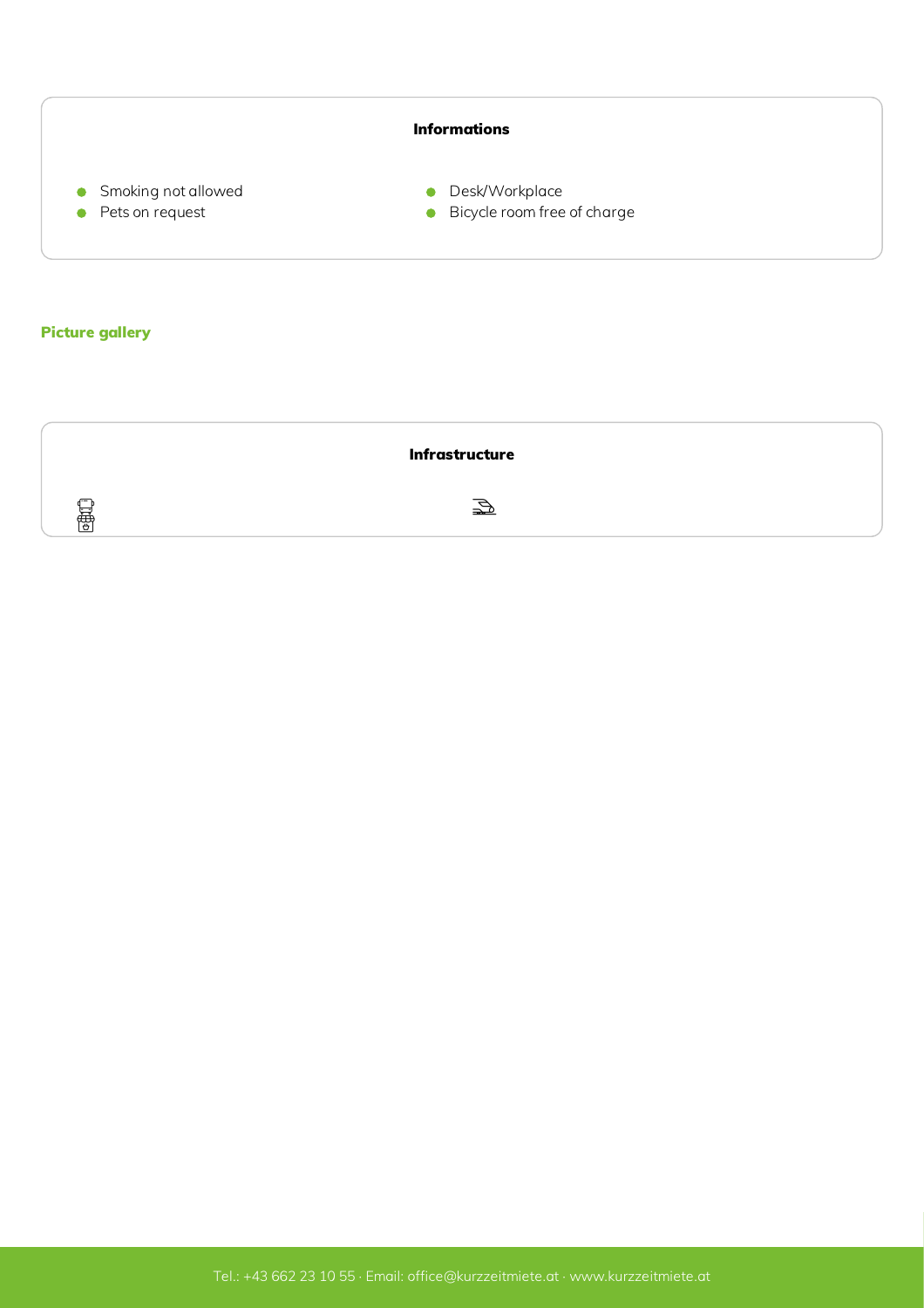## Informations

- Smoking not allowed
- Pets on request
- Desk/Workplace
- Bicycle room free of charge

## Picture gallery

## Infrastructure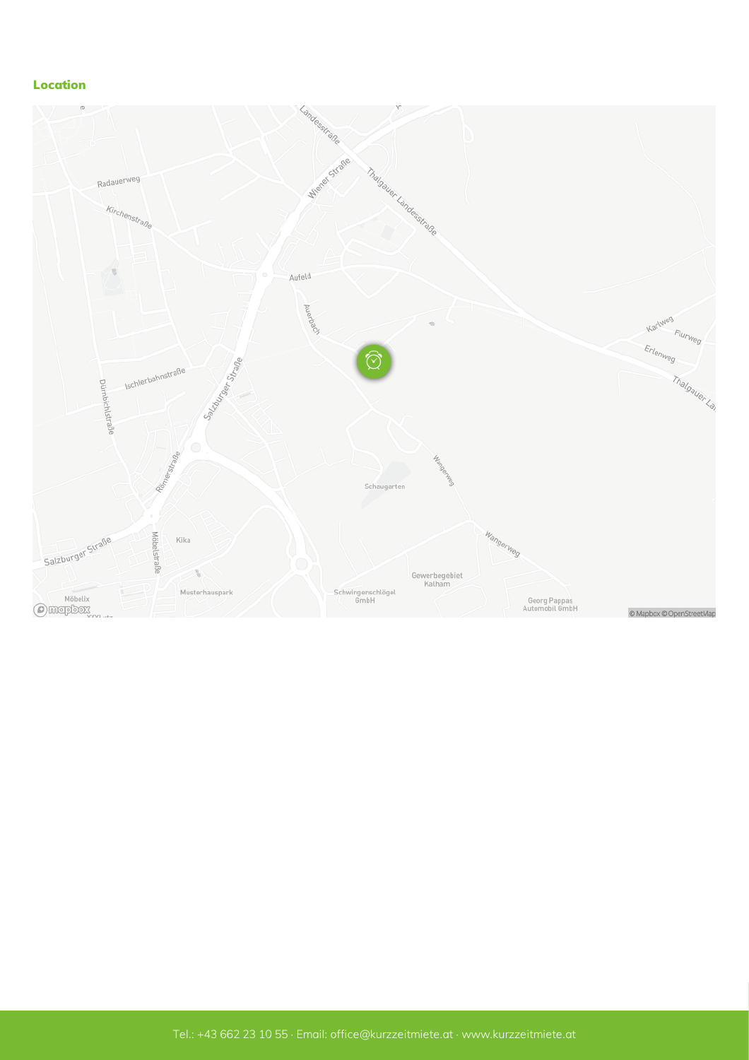### Location